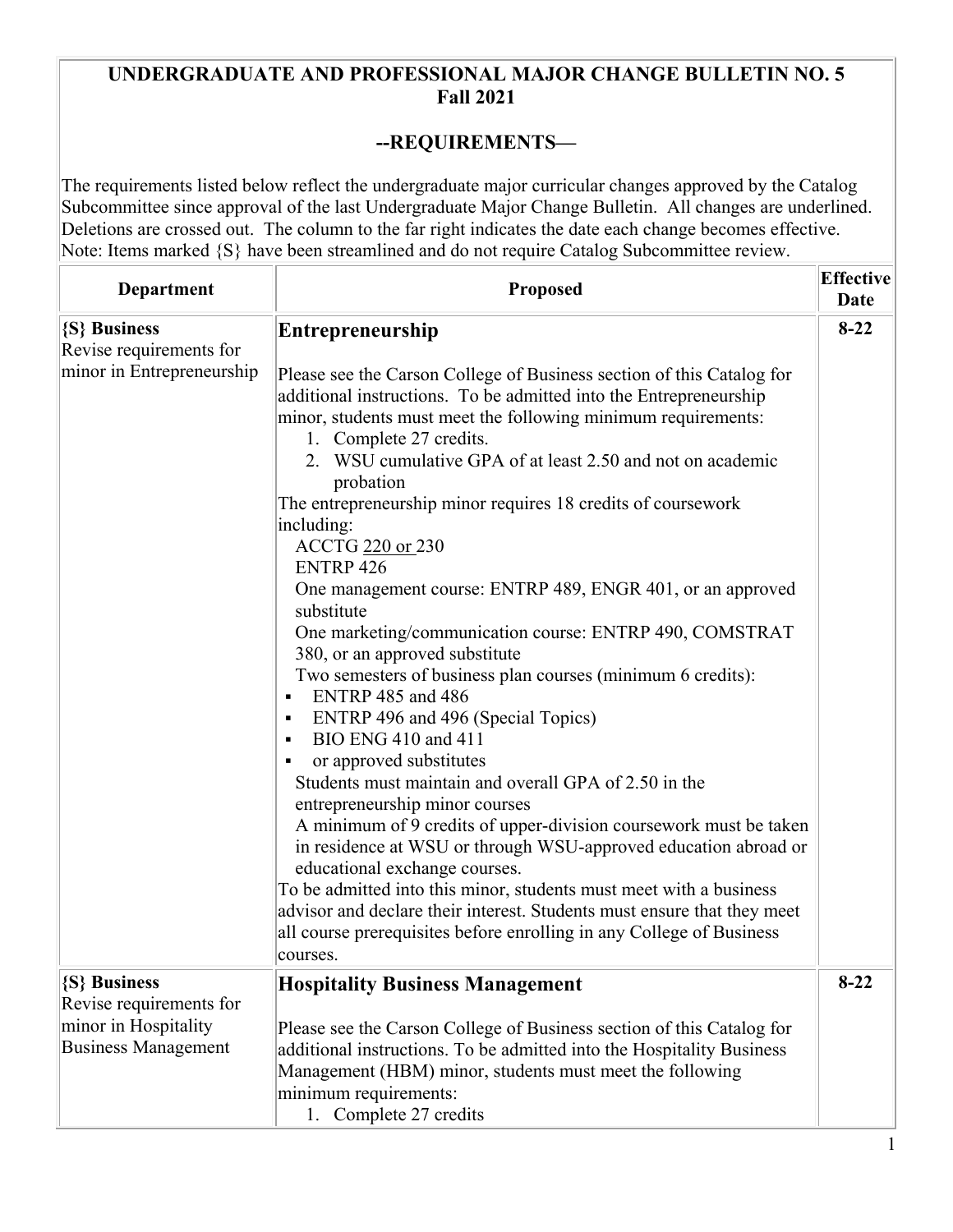# UNDERGRADUATE AND PROFESSIONAL MAJOR CHANGE BULLETIN NO. 5
## Fall 2021

## --REQUIREMENTS—

The requirements listed below reflect the undergraduate major curricular changes approved by the Catalog Subcommittee since approval of the last Undergraduate Major Change Bulletin. All changes are underlined. Deletions are crossed out. The column to the far right indicates the date each change becomes effective.
Note: Items marked {S} have been streamlined and do not require Catalog Subcommittee review.

| Department | Proposed | Effective Date |
|---|---|---|
| **{S} Business**<br>Revise requirements for minor in Entrepreneurship | **Entrepreneurship**<br><br>Please see the Carson College of Business section of this Catalog for additional instructions. To be admitted into the Entrepreneurship minor, students must meet the following minimum requirements:<br>1. Complete 27 credits.<br>2. WSU cumulative GPA of at least 2.50 and not on academic probation<br>The entrepreneurship minor requires 18 credits of coursework including:<br>ACCTG <u>220 or </u>230<br>ENTRP 426<br>One management course: ENTRP 489, ENGR 401, or an approved substitute<br>One marketing/communication course: ENTRP 490, COMSTRAT 380, or an approved substitute<br>Two semesters of business plan courses (minimum 6 credits):<br>▪ ENTRP 485 and 486<br>▪ ENTRP 496 and 496 (Special Topics)<br>▪ BIO ENG 410 and 411<br>▪ or approved substitutes<br>Students must maintain and overall GPA of 2.50 in the entrepreneurship minor courses<br>A minimum of 9 credits of upper-division coursework must be taken in residence at WSU or through WSU-approved education abroad or educational exchange courses.<br>To be admitted into this minor, students must meet with a business advisor and declare their interest. Students must ensure that they meet all course prerequisites before enrolling in any College of Business courses. | 8-22 |
| **{S} Business**<br>Revise requirements for minor in Hospitality Business Management | **Hospitality Business Management**<br><br>Please see the Carson College of Business section of this Catalog for additional instructions. To be admitted into the Hospitality Business Management (HBM) minor, students must meet the following minimum requirements:<br>1. Complete 27 credits | 8-22 |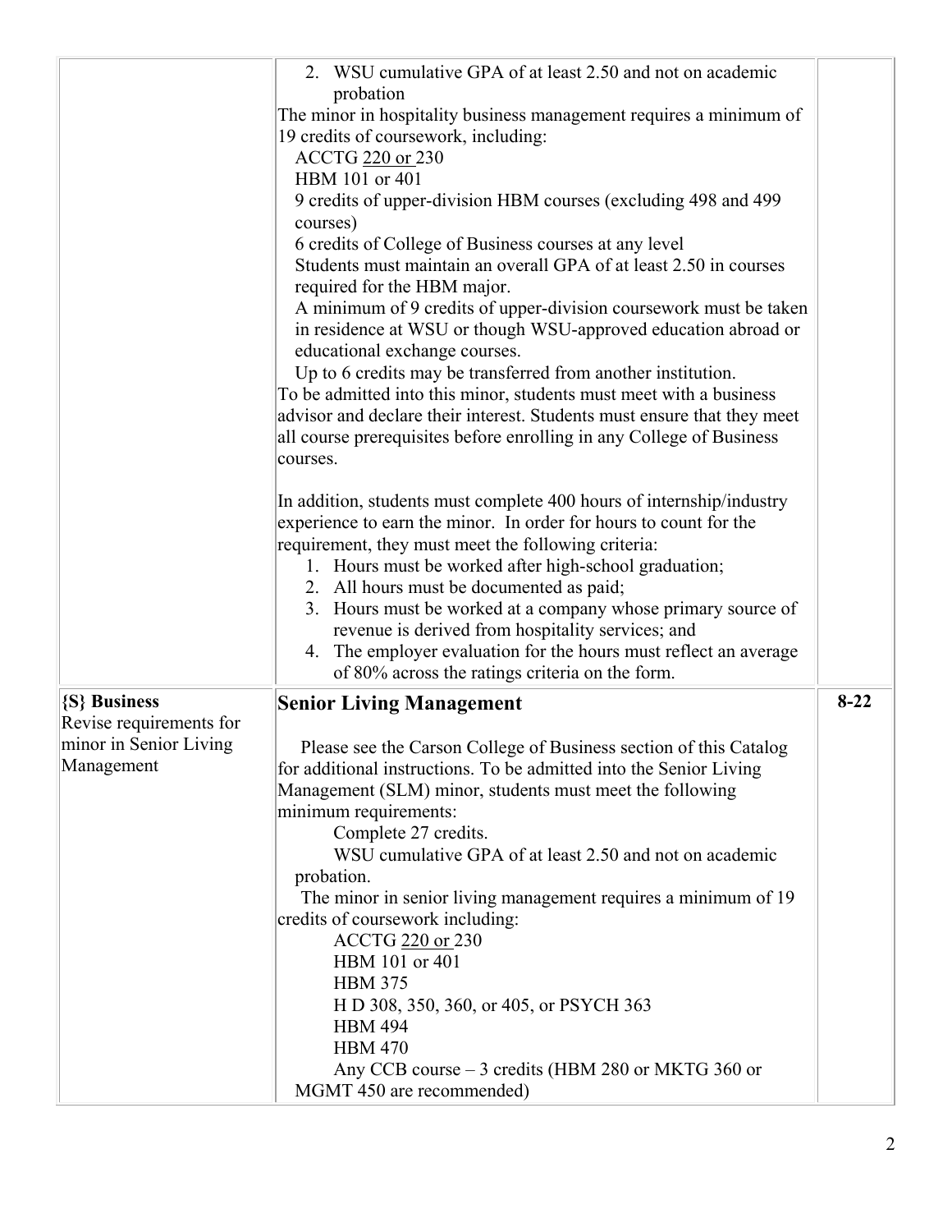| | | |
|---|---|---|
| | 2. WSU cumulative GPA of at least 2.50 and not on academic probation<br>The minor in hospitality business management requires a minimum of 19 credits of coursework, including:<br>ACCTG <u>220 or </u>230<br>HBM 101 or 401<br>9 credits of upper-division HBM courses (excluding 498 and 499 courses)<br>6 credits of College of Business courses at any level<br>Students must maintain an overall GPA of at least 2.50 in courses required for the HBM major.<br>A minimum of 9 credits of upper-division coursework must be taken in residence at WSU or though WSU-approved education abroad or educational exchange courses.<br>Up to 6 credits may be transferred from another institution.<br>To be admitted into this minor, students must meet with a business advisor and declare their interest. Students must ensure that they meet all course prerequisites before enrolling in any College of Business courses.<br><br>In addition, students must complete 400 hours of internship/industry experience to earn the minor. In order for hours to count for the requirement, they must meet the following criteria:<br>1. Hours must be worked after high-school graduation;<br>2. All hours must be documented as paid;<br>3. Hours must be worked at a company whose primary source of revenue is derived from hospitality services; and<br>4. The employer evaluation for the hours must reflect an average of 80% across the ratings criteria on the form. | |
| **{S} Business**<br>Revise requirements for minor in Senior Living Management | **Senior Living Management**<br><br>Please see the Carson College of Business section of this Catalog for additional instructions. To be admitted into the Senior Living Management (SLM) minor, students must meet the following minimum requirements:<br>Complete 27 credits.<br>WSU cumulative GPA of at least 2.50 and not on academic probation.<br>The minor in senior living management requires a minimum of 19 credits of coursework including:<br>ACCTG <u>220 or </u>230<br>HBM 101 or 401<br>HBM 375<br>H D 308, 350, 360, or 405, or PSYCH 363<br>HBM 494<br>HBM 470<br>Any CCB course – 3 credits (HBM 280 or MKTG 360 or MGMT 450 are recommended) | **8-22** |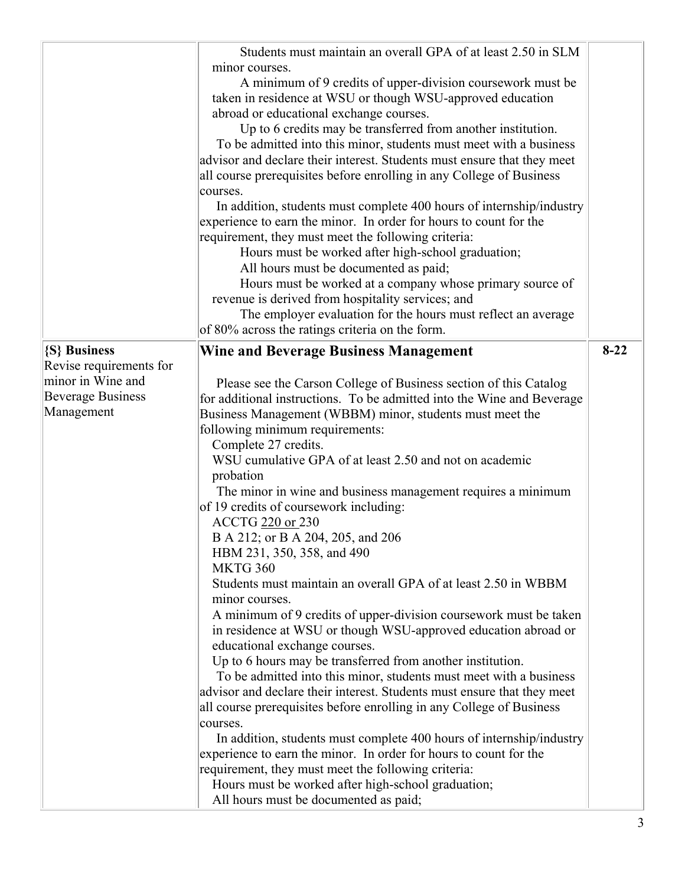| | | |
|---|---|---|
| | Students must maintain an overall GPA of at least 2.50 in SLM minor courses.<br>A minimum of 9 credits of upper-division coursework must be taken in residence at WSU or though WSU-approved education abroad or educational exchange courses.<br>Up to 6 credits may be transferred from another institution.<br>To be admitted into this minor, students must meet with a business advisor and declare their interest. Students must ensure that they meet all course prerequisites before enrolling in any College of Business courses.<br>In addition, students must complete 400 hours of internship/industry experience to earn the minor. In order for hours to count for the requirement, they must meet the following criteria:<br>Hours must be worked after high-school graduation;<br>All hours must be documented as paid;<br>Hours must be worked at a company whose primary source of revenue is derived from hospitality services; and<br>The employer evaluation for the hours must reflect an average of 80% across the ratings criteria on the form. | |
| **{S} Business**<br>Revise requirements for minor in Wine and Beverage Business Management | **Wine and Beverage Business Management**<br><br>Please see the Carson College of Business section of this Catalog for additional instructions. To be admitted into the Wine and Beverage Business Management (WBBM) minor, students must meet the following minimum requirements:<br>Complete 27 credits.<br>WSU cumulative GPA of at least 2.50 and not on academic probation<br>The minor in wine and business management requires a minimum of 19 credits of coursework including:<br>ACCTG 220 or 230<br>B A 212; or B A 204, 205, and 206<br>HBM 231, 350, 358, and 490<br>MKTG 360<br>Students must maintain an overall GPA of at least 2.50 in WBBM minor courses.<br>A minimum of 9 credits of upper-division coursework must be taken in residence at WSU or though WSU-approved education abroad or educational exchange courses.<br>Up to 6 hours may be transferred from another institution.<br>To be admitted into this minor, students must meet with a business advisor and declare their interest. Students must ensure that they meet all course prerequisites before enrolling in any College of Business courses.<br>In addition, students must complete 400 hours of internship/industry experience to earn the minor. In order for hours to count for the requirement, they must meet the following criteria:<br>Hours must be worked after high-school graduation;<br>All hours must be documented as paid; | 8-22 |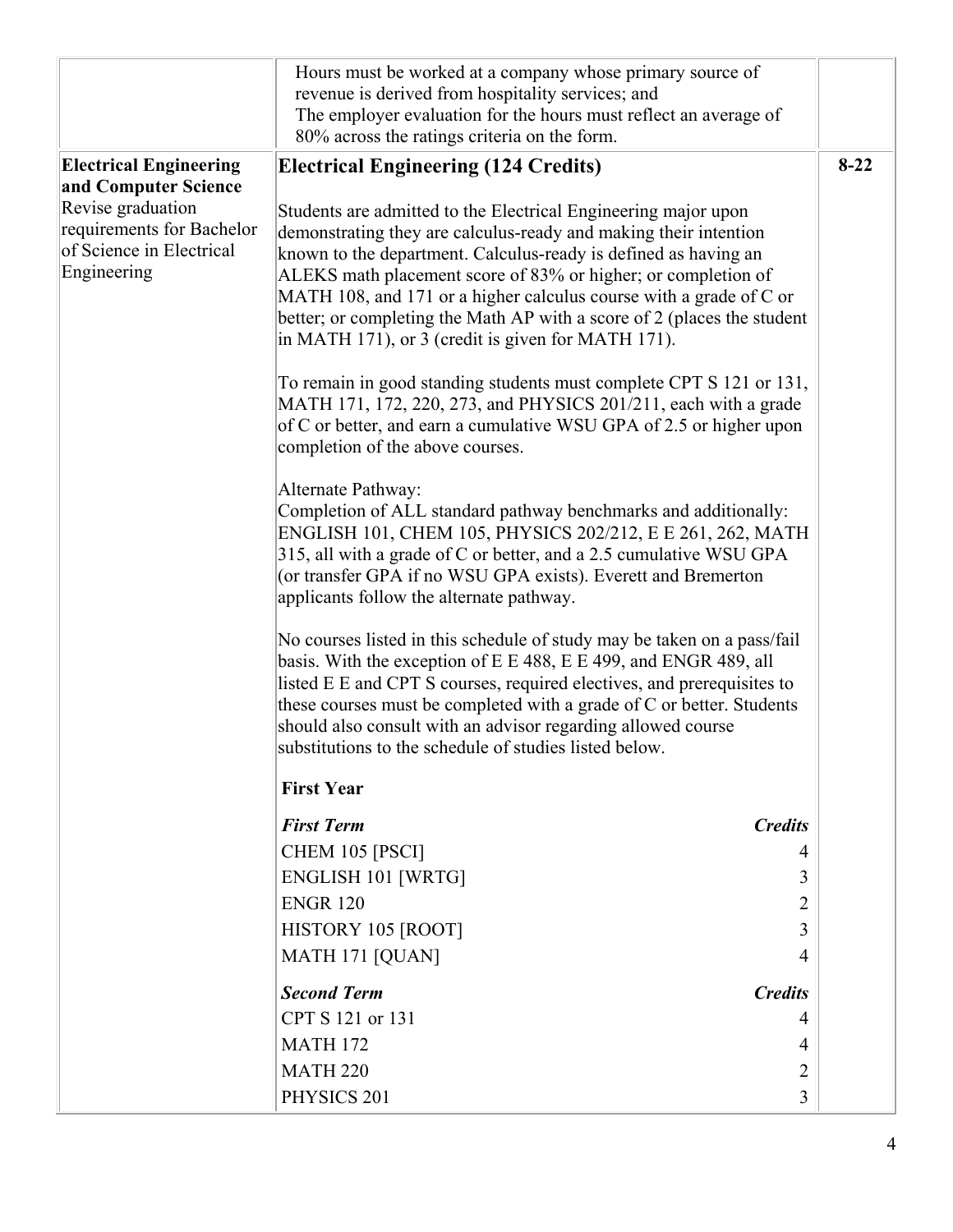| | | |
|---|---|---|
| | Hours must be worked at a company whose primary source of revenue is derived from hospitality services; and<br>The employer evaluation for the hours must reflect an average of 80% across the ratings criteria on the form. | |
| **Electrical Engineering and Computer Science**<br>Revise graduation requirements for Bachelor of Science in Electrical Engineering | **Electrical Engineering (124 Credits)**<br><br>Students are admitted to the Electrical Engineering major upon demonstrating they are calculus-ready and making their intention known to the department. Calculus-ready is defined as having an ALEKS math placement score of 83% or higher; or completion of MATH 108, and 171 or a higher calculus course with a grade of C or better; or completing the Math AP with a score of 2 (places the student in MATH 171), or 3 (credit is given for MATH 171).<br><br>To remain in good standing students must complete CPT S 121 or 131, MATH 171, 172, 220, 273, and PHYSICS 201/211, each with a grade of C or better, and earn a cumulative WSU GPA of 2.5 or higher upon completion of the above courses.<br><br>Alternate Pathway:<br>Completion of ALL standard pathway benchmarks and additionally: ENGLISH 101, CHEM 105, PHYSICS 202/212, E E 261, 262, MATH 315, all with a grade of C or better, and a 2.5 cumulative WSU GPA (or transfer GPA if no WSU GPA exists). Everett and Bremerton applicants follow the alternate pathway.<br><br>No courses listed in this schedule of study may be taken on a pass/fail basis. With the exception of E E 488, E E 499, and ENGR 489, all listed E E and CPT S courses, required electives, and prerequisites to these courses must be completed with a grade of C or better. Students should also consult with an advisor regarding allowed course substitutions to the schedule of studies listed below.<br><br>**First Year**<br><br>***First Term*** — ***Credits***<br>CHEM 105 [PSCI] — 4<br>ENGLISH 101 [WRTG] — 3<br>ENGR 120 — 2<br>HISTORY 105 [ROOT] — 3<br>MATH 171 [QUAN] — 4<br><br>***Second Term*** — ***Credits***<br>CPT S 121 or 131 — 4<br>MATH 172 — 4<br>MATH 220 — 2<br>PHYSICS 201 — 3 | 8-22 |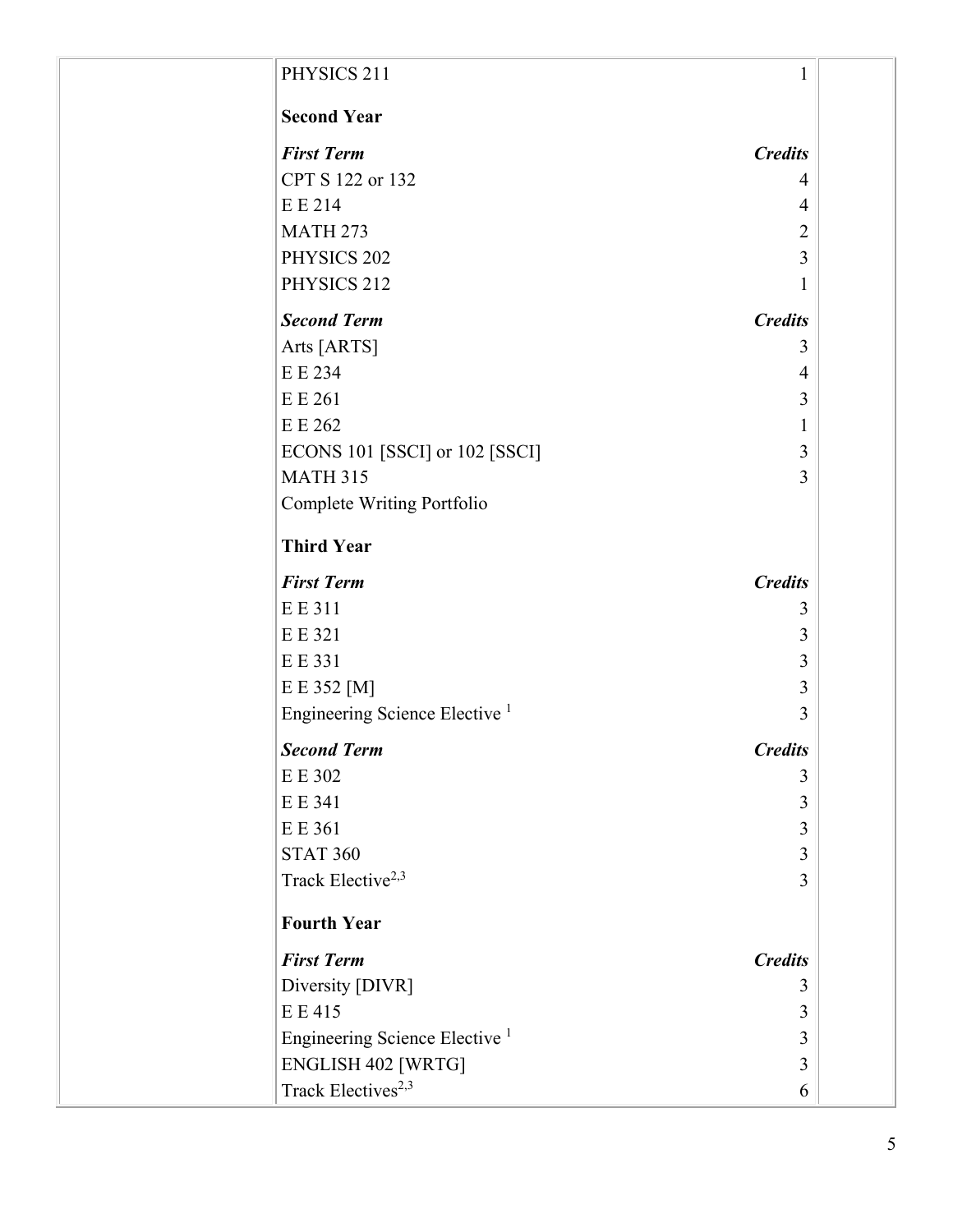| PHYSICS 211 | 1 |
| --- | --- |

**Second Year**

| ***First Term*** | ***Credits*** |
| --- | --- |
| CPT S 122 or 132 | 4 |
| E E 214 | 4 |
| MATH 273 | 2 |
| PHYSICS 202 | 3 |
| PHYSICS 212 | 1 |

| ***Second Term*** | ***Credits*** |
| --- | --- |
| Arts [ARTS] | 3 |
| E E 234 | 4 |
| E E 261 | 3 |
| E E 262 | 1 |
| ECONS 101 [SSCI] or 102 [SSCI] | 3 |
| MATH 315 | 3 |
| Complete Writing Portfolio | |

**Third Year**

| ***First Term*** | ***Credits*** |
| --- | --- |
| E E 311 | 3 |
| E E 321 | 3 |
| E E 331 | 3 |
| E E 352 [M] | 3 |
| Engineering Science Elective [1] | 3 |

| ***Second Term*** | ***Credits*** |
| --- | --- |
| E E 302 | 3 |
| E E 341 | 3 |
| E E 361 | 3 |
| STAT 360 | 3 |
| Track Elective[2,3] | 3 |

**Fourth Year**

| ***First Term*** | ***Credits*** |
| --- | --- |
| Diversity [DIVR] | 3 |
| E E 415 | 3 |
| Engineering Science Elective [1] | 3 |
| ENGLISH 402 [WRTG] | 3 |
| Track Electives[2,3] | 6 |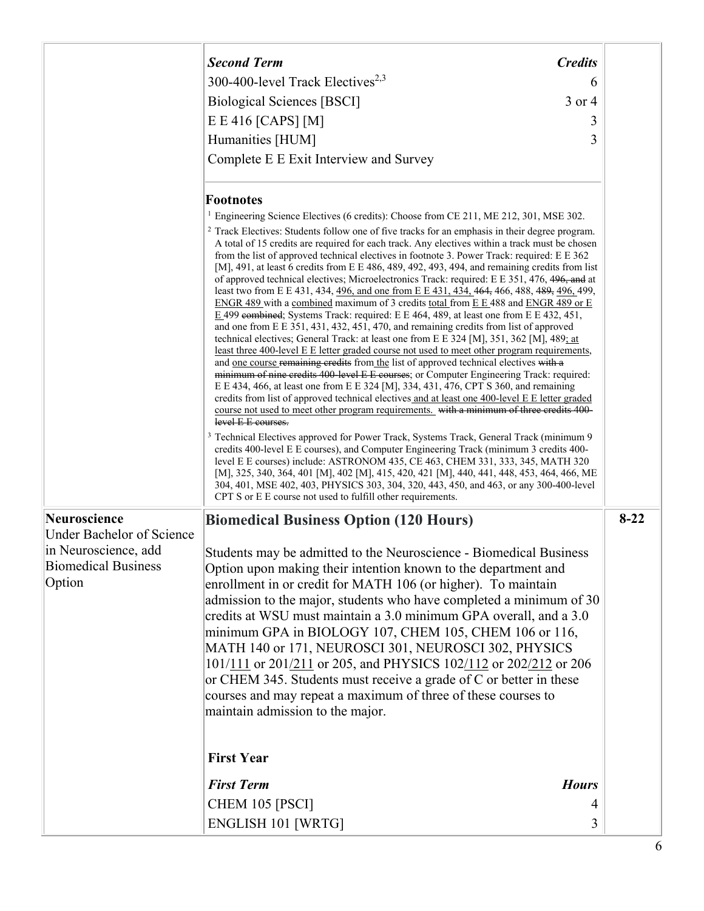| | | |
|---|---|---|
| | ***Second Term*** ***Credits***<br>300-400-level Track Electives[2,3] 6<br>Biological Sciences [BSCI] 3 or 4<br>E E 416 [CAPS] [M] 3<br>Humanities [HUM] 3<br>Complete E E Exit Interview and Survey<br><br>**Footnotes**<br>[1] Engineering Science Electives (6 credits): Choose from CE 211, ME 212, 301, MSE 302.<br>[2] Track Electives: Students follow one of five tracks for an emphasis in their degree program. A total of 15 credits are required for each track. Any electives within a track must be chosen from the list of approved technical electives in footnote 3. Power Track: required: E E 362 [M], 491, at least 6 credits from E E 486, 489, 492, 493, 494, and remaining credits from list of approved technical electives; Microelectronics Track: required: E E 351, 476, ~~496, and~~ at least two from E E 431, 434, 496, and one from E E 431, 434, ~~464,~~ 466, 488, ~~489,~~ 496, 499, ENGR 489 with a combined maximum of 3 credits total from E E 488 and ENGR 489 or E E 499 ~~combined~~; Systems Track: required: E E 464, 489, at least one from E E 432, 451, and one from E E 351, 431, 432, 451, 470, and remaining credits from list of approved technical electives; General Track: at least one from E E 324 [M], 351, 362 [M], 489; at least three 400-level E E letter graded course not used to meet other program requirements, and one course ~~remaining credits~~ from the list of approved technical electives ~~with a minimum of nine credits 400-level E E courses~~; or Computer Engineering Track: required: E E 434, 466, at least one from E E 324 [M], 334, 431, 476, CPT S 360, and remaining credits from list of approved technical electives and at least one 400-level E E letter graded course not used to meet other program requirements. ~~with a minimum of three credits 400-level E E courses.~~<br>[3] Technical Electives approved for Power Track, Systems Track, General Track (minimum 9 credits 400-level E E courses), and Computer Engineering Track (minimum 3 credits 400-level E E courses) include: ASTRONOM 435, CE 463, CHEM 331, 333, 345, MATH 320 [M], 325, 340, 364, 401 [M], 402 [M], 415, 420, 421 [M], 440, 441, 448, 453, 464, 466, ME 304, 401, MSE 402, 403, PHYSICS 303, 304, 320, 443, 450, and 463, or any 300-400-level CPT S or E E course not used to fulfill other requirements. | |
| **Neuroscience**<br>Under Bachelor of Science in Neuroscience, add Biomedical Business Option | **Biomedical Business Option (120 Hours)**<br><br>Students may be admitted to the Neuroscience - Biomedical Business Option upon making their intention known to the department and enrollment in or credit for MATH 106 (or higher). To maintain admission to the major, students who have completed a minimum of 30 credits at WSU must maintain a 3.0 minimum GPA overall, and a 3.0 minimum GPA in BIOLOGY 107, CHEM 105, CHEM 106 or 116, MATH 140 or 171, NEUROSCI 301, NEUROSCI 302, PHYSICS 101/111 or 201/211 or 205, and PHYSICS 102/112 or 202/212 or 206 or CHEM 345. Students must receive a grade of C or better in these courses and may repeat a maximum of three of these courses to maintain admission to the major.<br><br>**First Year**<br>***First Term*** ***Hours***<br>CHEM 105 [PSCI] 4<br>ENGLISH 101 [WRTG] 3 | **8-22** |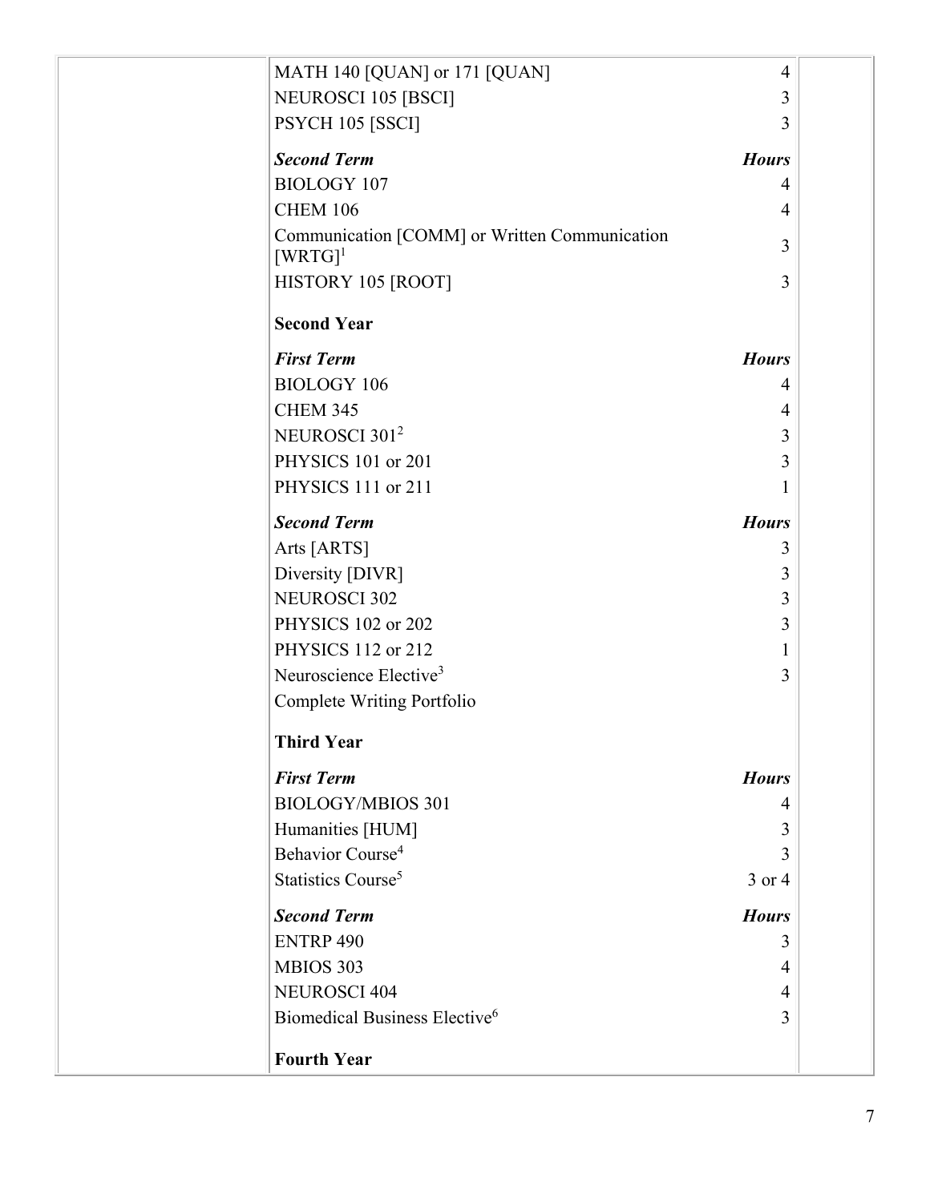| | | |
|---|---|---|
| MATH 140 [QUAN] or 171 [QUAN] | 4 | |
| NEUROSCI 105 [BSCI] | 3 | |
| PSYCH 105 [SSCI] | 3 | |
| ***Second Term*** | ***Hours*** | |
| BIOLOGY 107 | 4 | |
| CHEM 106 | 4 | |
| Communication [COMM] or Written Communication [WRTG][1] | 3 | |
| HISTORY 105 [ROOT] | 3 | |
| **Second Year** | | |
| ***First Term*** | ***Hours*** | |
| BIOLOGY 106 | 4 | |
| CHEM 345 | 4 | |
| NEUROSCI 301[2] | 3 | |
| PHYSICS 101 or 201 | 3 | |
| PHYSICS 111 or 211 | 1 | |
| ***Second Term*** | ***Hours*** | |
| Arts [ARTS] | 3 | |
| Diversity [DIVR] | 3 | |
| NEUROSCI 302 | 3 | |
| PHYSICS 102 or 202 | 3 | |
| PHYSICS 112 or 212 | 1 | |
| Neuroscience Elective[3] | 3 | |
| Complete Writing Portfolio | | |
| **Third Year** | | |
| ***First Term*** | ***Hours*** | |
| BIOLOGY/MBIOS 301 | 4 | |
| Humanities [HUM] | 3 | |
| Behavior Course[4] | 3 | |
| Statistics Course[5] | 3 or 4 | |
| ***Second Term*** | ***Hours*** | |
| ENTRP 490 | 3 | |
| MBIOS 303 | 4 | |
| NEUROSCI 404 | 4 | |
| Biomedical Business Elective[6] | 3 | |
| **Fourth Year** | | |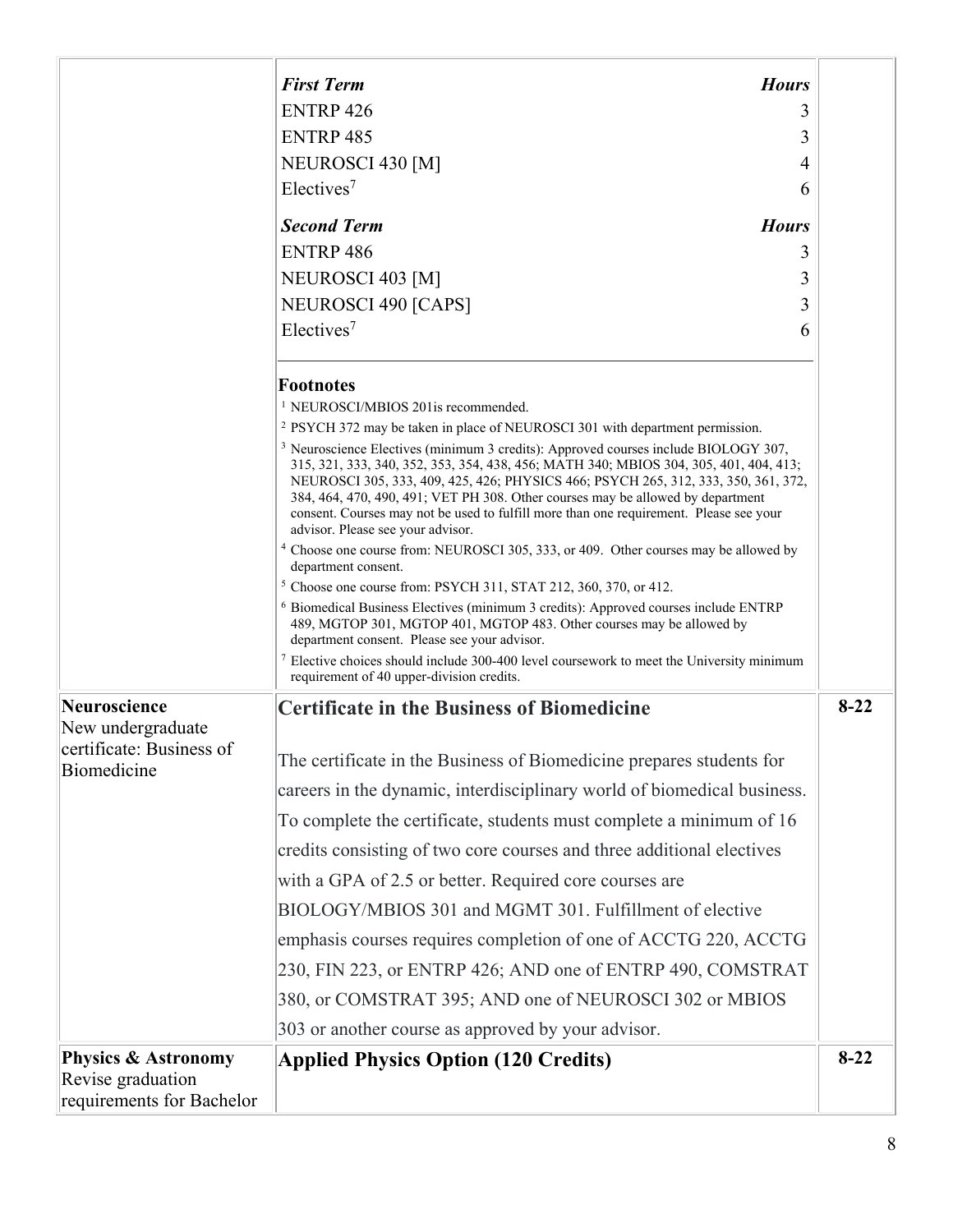| | | |
|---|---|---|
| | ***First Term*** — ***Hours***<br>ENTRP 426 — 3<br>ENTRP 485 — 3<br>NEUROSCI 430 [M] — 4<br>Electives[7] — 6<br><br>***Second Term*** — ***Hours***<br>ENTRP 486 — 3<br>NEUROSCI 403 [M] — 3<br>NEUROSCI 490 [CAPS] — 3<br>Electives[7] — 6<br><br>**Footnotes**<br>[1] NEUROSCI/MBIOS 201is recommended.<br>[2] PSYCH 372 may be taken in place of NEUROSCI 301 with department permission.<br>[3] Neuroscience Electives (minimum 3 credits): Approved courses include BIOLOGY 307, 315, 321, 333, 340, 352, 353, 354, 438, 456; MATH 340; MBIOS 304, 305, 401, 404, 413; NEUROSCI 305, 333, 409, 425, 426; PHYSICS 466; PSYCH 265, 312, 333, 350, 361, 372, 384, 464, 470, 490, 491; VET PH 308. Other courses may be allowed by department consent. Courses may not be used to fulfill more than one requirement. Please see your advisor. Please see your advisor.<br>[4] Choose one course from: NEUROSCI 305, 333, or 409. Other courses may be allowed by department consent.<br>[5] Choose one course from: PSYCH 311, STAT 212, 360, 370, or 412.<br>[6] Biomedical Business Electives (minimum 3 credits): Approved courses include ENTRP 489, MGTOP 301, MGTOP 401, MGTOP 483. Other courses may be allowed by department consent. Please see your advisor.<br>[7] Elective choices should include 300-400 level coursework to meet the University minimum requirement of 40 upper-division credits. | |
| **Neuroscience**<br>New undergraduate certificate: Business of Biomedicine | **Certificate in the Business of Biomedicine**<br><br>The certificate in the Business of Biomedicine prepares students for careers in the dynamic, interdisciplinary world of biomedical business. To complete the certificate, students must complete a minimum of 16 credits consisting of two core courses and three additional electives with a GPA of 2.5 or better. Required core courses are BIOLOGY/MBIOS 301 and MGMT 301. Fulfillment of elective emphasis courses requires completion of one of ACCTG 220, ACCTG 230, FIN 223, or ENTRP 426; AND one of ENTRP 490, COMSTRAT 380, or COMSTRAT 395; AND one of NEUROSCI 302 or MBIOS 303 or another course as approved by your advisor. | **8-22** |
| **Physics & Astronomy**<br>Revise graduation requirements for Bachelor | **Applied Physics Option (120 Credits)** | **8-22** |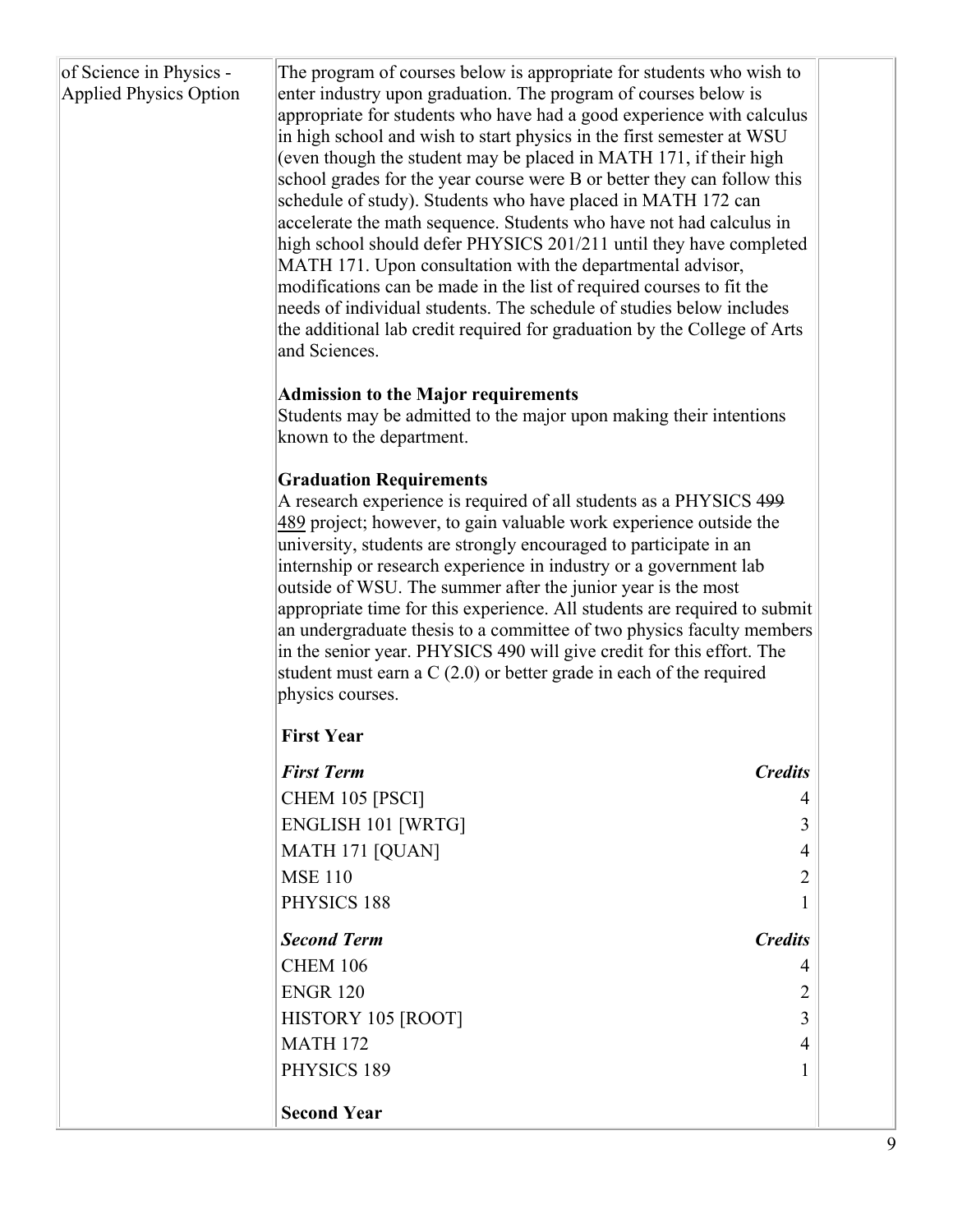of Science in Physics - Applied Physics Option

The program of courses below is appropriate for students who wish to enter industry upon graduation. The program of courses below is appropriate for students who have had a good experience with calculus in high school and wish to start physics in the first semester at WSU (even though the student may be placed in MATH 171, if their high school grades for the year course were B or better they can follow this schedule of study). Students who have placed in MATH 172 can accelerate the math sequence. Students who have not had calculus in high school should defer PHYSICS 201/211 until they have completed MATH 171. Upon consultation with the departmental advisor, modifications can be made in the list of required courses to fit the needs of individual students. The schedule of studies below includes the additional lab credit required for graduation by the College of Arts and Sciences.

**Admission to the Major requirements**
Students may be admitted to the major upon making their intentions known to the department.

**Graduation Requirements**
A research experience is required of all students as a PHYSICS ~~499~~ <u>489</u> project; however, to gain valuable work experience outside the university, students are strongly encouraged to participate in an internship or research experience in industry or a government lab outside of WSU. The summer after the junior year is the most appropriate time for this experience. All students are required to submit an undergraduate thesis to a committee of two physics faculty members in the senior year. PHYSICS 490 will give credit for this effort. The student must earn a C (2.0) or better grade in each of the required physics courses.

**First Year**

| ***First Term*** | ***Credits*** |
|---|---|
| CHEM 105 [PSCI] | 4 |
| ENGLISH 101 [WRTG] | 3 |
| MATH 171 [QUAN] | 4 |
| MSE 110 | 2 |
| PHYSICS 188 | 1 |

| ***Second Term*** | ***Credits*** |
|---|---|
| CHEM 106 | 4 |
| ENGR 120 | 2 |
| HISTORY 105 [ROOT] | 3 |
| MATH 172 | 4 |
| PHYSICS 189 | 1 |

**Second Year**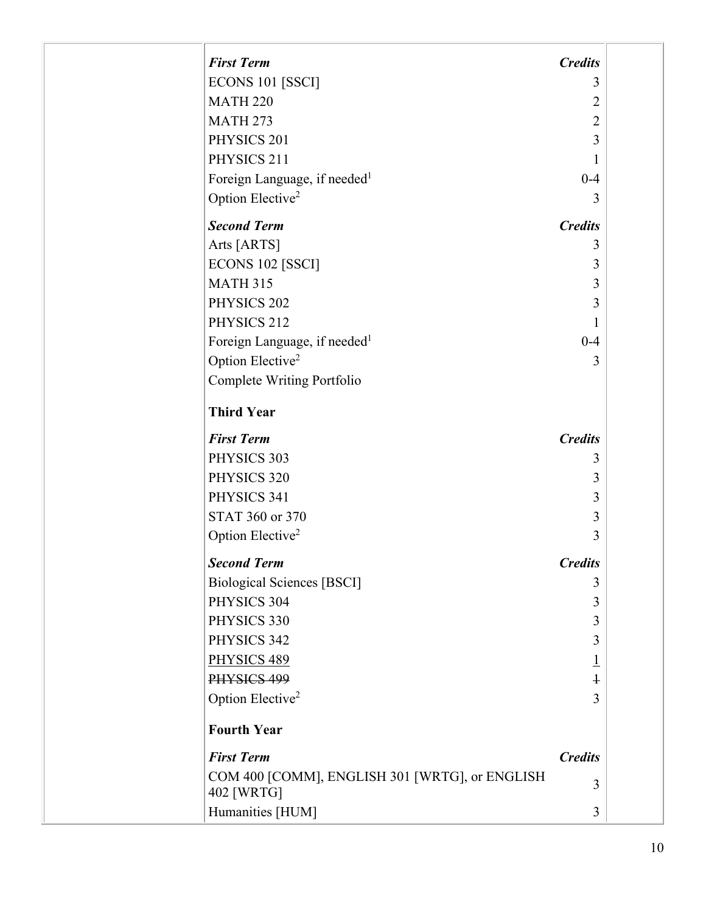| *First Term* | *Credits* |
| --- | --- |
| ECONS 101 [SSCI] | 3 |
| MATH 220 | 2 |
| MATH 273 | 2 |
| PHYSICS 201 | 3 |
| PHYSICS 211 | 1 |
| Foreign Language, if needed[1] | 0-4 |
| Option Elective[2] | 3 |

| *Second Term* | *Credits* |
| --- | --- |
| Arts [ARTS] | 3 |
| ECONS 102 [SSCI] | 3 |
| MATH 315 | 3 |
| PHYSICS 202 | 3 |
| PHYSICS 212 | 1 |
| Foreign Language, if needed[1] | 0-4 |
| Option Elective[2] | 3 |
| Complete Writing Portfolio | |

**Third Year**

| *First Term* | *Credits* |
| --- | --- |
| PHYSICS 303 | 3 |
| PHYSICS 320 | 3 |
| PHYSICS 341 | 3 |
| STAT 360 or 370 | 3 |
| Option Elective[2] | 3 |

| *Second Term* | *Credits* |
| --- | --- |
| Biological Sciences [BSCI] | 3 |
| PHYSICS 304 | 3 |
| PHYSICS 330 | 3 |
| PHYSICS 342 | 3 |
| <u>PHYSICS 489</u> | <u>1</u> |
| ~~PHYSICS 499~~ | ~~1~~ |
| Option Elective[2] | 3 |

**Fourth Year**

| *First Term* | *Credits* |
| --- | --- |
| COM 400 [COMM], ENGLISH 301 [WRTG], or ENGLISH 402 [WRTG] | 3 |
| Humanities [HUM] | 3 |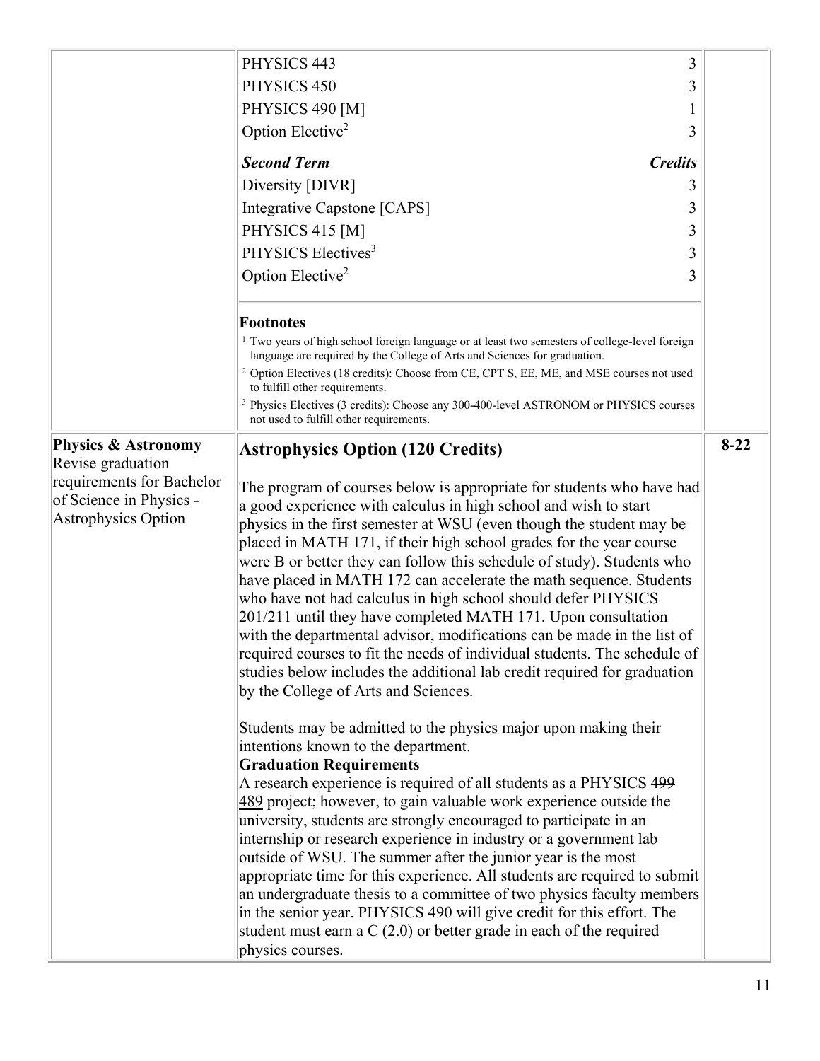| | | |
|---|---|---|
| | PHYSICS 443 — 3<br>PHYSICS 450 — 3<br>PHYSICS 490 [M] — 1<br>Option Elective[2] — 3<br><br>***Second Term*** — ***Credits***<br>Diversity [DIVR] — 3<br>Integrative Capstone [CAPS] — 3<br>PHYSICS 415 [M] — 3<br>PHYSICS Electives[3] — 3<br>Option Elective[2] — 3<br><br>**Footnotes**<br>[1] Two years of high school foreign language or at least two semesters of college-level foreign language are required by the College of Arts and Sciences for graduation.<br>[2] Option Electives (18 credits): Choose from CE, CPT S, EE, ME, and MSE courses not used to fulfill other requirements.<br>[3] Physics Electives (3 credits): Choose any 300-400-level ASTRONOM or PHYSICS courses not used to fulfill other requirements. | |
| **Physics & Astronomy**<br>Revise graduation requirements for Bachelor of Science in Physics - Astrophysics Option | **Astrophysics Option (120 Credits)**<br><br>The program of courses below is appropriate for students who have had a good experience with calculus in high school and wish to start physics in the first semester at WSU (even though the student may be placed in MATH 171, if their high school grades for the year course were B or better they can follow this schedule of study). Students who have placed in MATH 172 can accelerate the math sequence. Students who have not had calculus in high school should defer PHYSICS 201/211 until they have completed MATH 171. Upon consultation with the departmental advisor, modifications can be made in the list of required courses to fit the needs of individual students. The schedule of studies below includes the additional lab credit required for graduation by the College of Arts and Sciences.<br><br>Students may be admitted to the physics major upon making their intentions known to the department.<br>**Graduation Requirements**<br>A research experience is required of all students as a PHYSICS ~~499~~ <u>489</u> project; however, to gain valuable work experience outside the university, students are strongly encouraged to participate in an internship or research experience in industry or a government lab outside of WSU. The summer after the junior year is the most appropriate time for this experience. All students are required to submit an undergraduate thesis to a committee of two physics faculty members in the senior year. PHYSICS 490 will give credit for this effort. The student must earn a C (2.0) or better grade in each of the required physics courses. | 8-22 |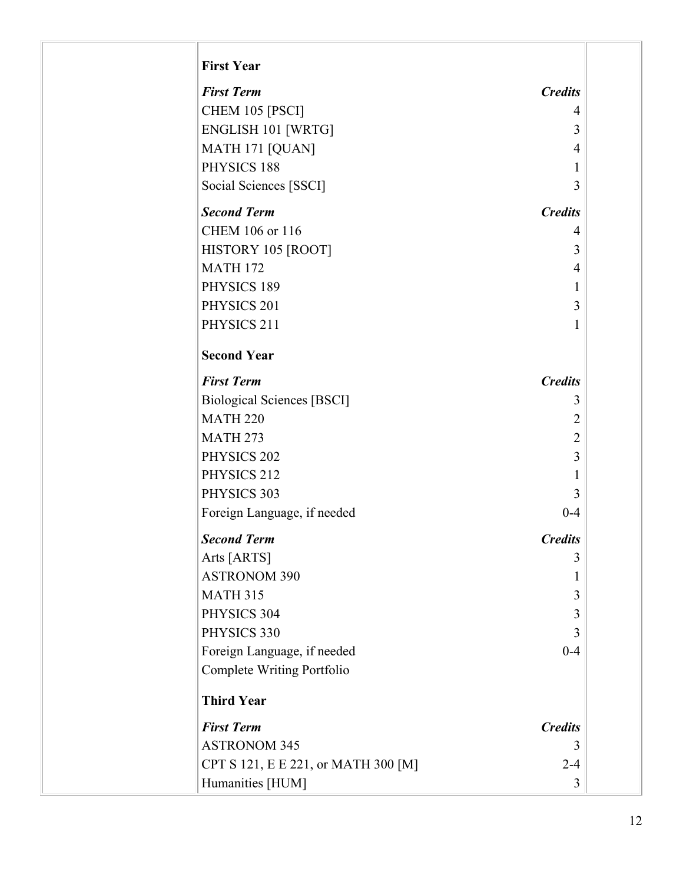**First Year**

| *First Term* | *Credits* |
| --- | --- |
| CHEM 105 [PSCI] | 4 |
| ENGLISH 101 [WRTG] | 3 |
| MATH 171 [QUAN] | 4 |
| PHYSICS 188 | 1 |
| Social Sciences [SSCI] | 3 |

| *Second Term* | *Credits* |
| --- | --- |
| CHEM 106 or 116 | 4 |
| HISTORY 105 [ROOT] | 3 |
| MATH 172 | 4 |
| PHYSICS 189 | 1 |
| PHYSICS 201 | 3 |
| PHYSICS 211 | 1 |

**Second Year**

| *First Term* | *Credits* |
| --- | --- |
| Biological Sciences [BSCI] | 3 |
| MATH 220 | 2 |
| MATH 273 | 2 |
| PHYSICS 202 | 3 |
| PHYSICS 212 | 1 |
| PHYSICS 303 | 3 |
| Foreign Language, if needed | 0-4 |

| *Second Term* | *Credits* |
| --- | --- |
| Arts [ARTS] | 3 |
| ASTRONOM 390 | 1 |
| MATH 315 | 3 |
| PHYSICS 304 | 3 |
| PHYSICS 330 | 3 |
| Foreign Language, if needed | 0-4 |
| Complete Writing Portfolio | |

**Third Year**

| *First Term* | *Credits* |
| --- | --- |
| ASTRONOM 345 | 3 |
| CPT S 121, E E 221, or MATH 300 [M] | 2-4 |
| Humanities [HUM] | 3 |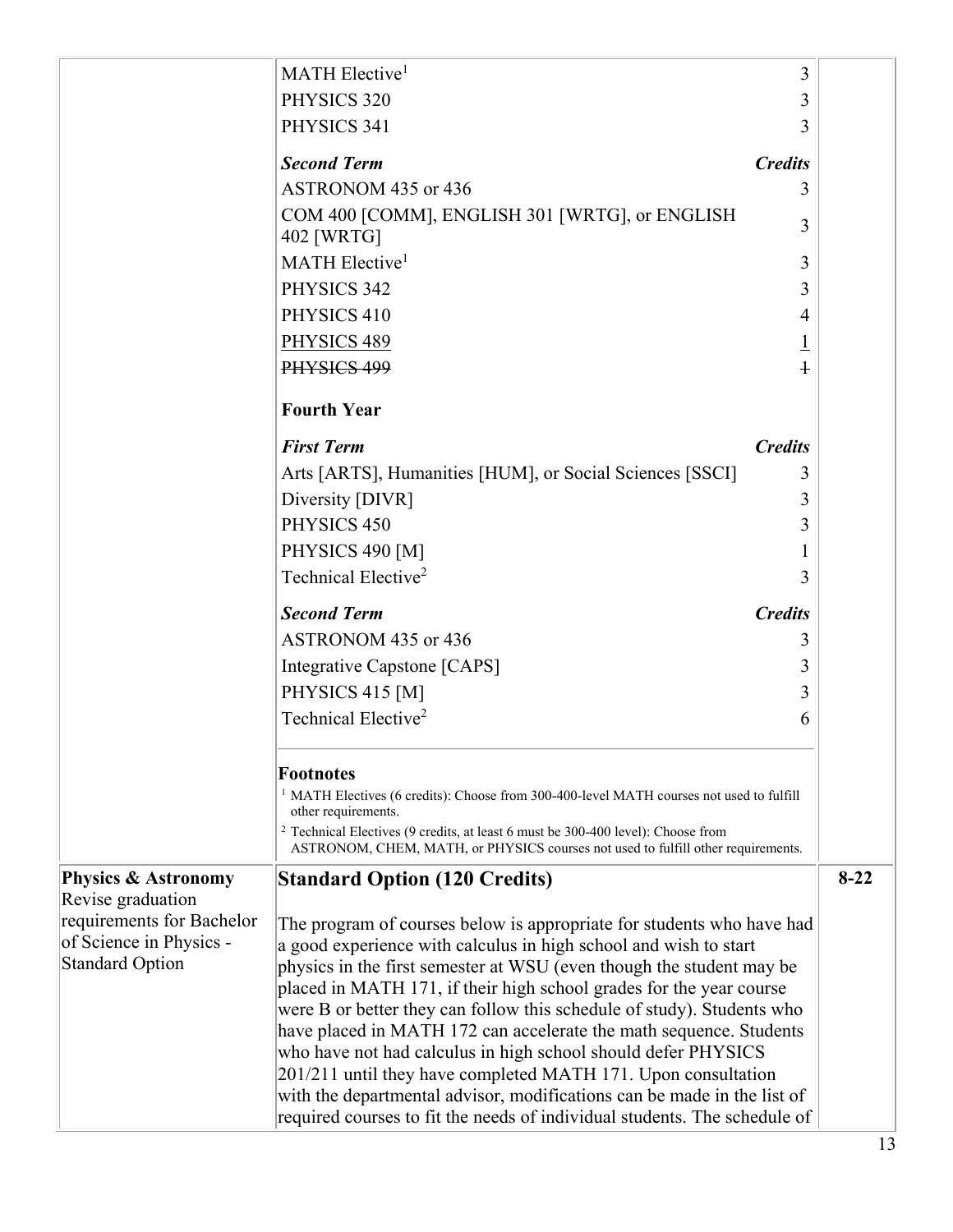| | | |
|---|---|---|
| | MATH Elective[1] 3<br>PHYSICS 320 3<br>PHYSICS 341 3<br><br>***Second Term*** ***Credits***<br>ASTRONOM 435 or 436 3<br>COM 400 [COMM], ENGLISH 301 [WRTG], or ENGLISH 402 [WRTG] 3<br>MATH Elective[1] 3<br>PHYSICS 342 3<br>PHYSICS 410 4<br><u>PHYSICS 489</u> <u>1</u><br>~~PHYSICS 499~~ ~~1~~<br><br>**Fourth Year**<br><br>***First Term*** ***Credits***<br>Arts [ARTS], Humanities [HUM], or Social Sciences [SSCI] 3<br>Diversity [DIVR] 3<br>PHYSICS 450 3<br>PHYSICS 490 [M] 1<br>Technical Elective[2] 3<br><br>***Second Term*** ***Credits***<br>ASTRONOM 435 or 436 3<br>Integrative Capstone [CAPS] 3<br>PHYSICS 415 [M] 3<br>Technical Elective[2] 6<br><br>**Footnotes**<br>[1] MATH Electives (6 credits): Choose from 300-400-level MATH courses not used to fulfill other requirements.<br>[2] Technical Electives (9 credits, at least 6 must be 300-400 level): Choose from ASTRONOM, CHEM, MATH, or PHYSICS courses not used to fulfill other requirements. | |
| **Physics & Astronomy** Revise graduation requirements for Bachelor of Science in Physics - Standard Option | **Standard Option (120 Credits)**<br><br>The program of courses below is appropriate for students who have had a good experience with calculus in high school and wish to start physics in the first semester at WSU (even though the student may be placed in MATH 171, if their high school grades for the year course were B or better they can follow this schedule of study). Students who have placed in MATH 172 can accelerate the math sequence. Students who have not had calculus in high school should defer PHYSICS 201/211 until they have completed MATH 171. Upon consultation with the departmental advisor, modifications can be made in the list of required courses to fit the needs of individual students. The schedule of | 8-22 |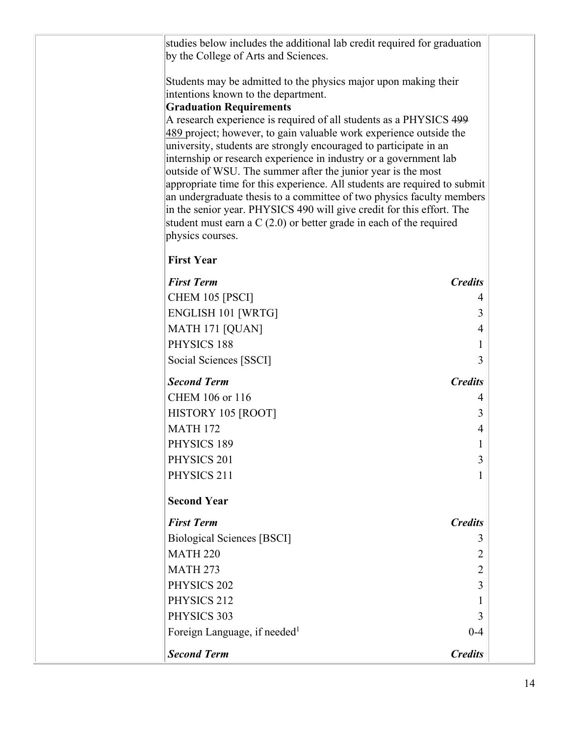studies below includes the additional lab credit required for graduation by the College of Arts and Sciences.

Students may be admitted to the physics major upon making their intentions known to the department.

**Graduation Requirements**

A research experience is required of all students as a PHYSICS ~~499~~ 489 project; however, to gain valuable work experience outside the university, students are strongly encouraged to participate in an internship or research experience in industry or a government lab outside of WSU. The summer after the junior year is the most appropriate time for this experience. All students are required to submit an undergraduate thesis to a committee of two physics faculty members in the senior year. PHYSICS 490 will give credit for this effort. The student must earn a C (2.0) or better grade in each of the required physics courses.

**First Year**

| ***First Term*** | ***Credits*** |
|---|---|
| CHEM 105 [PSCI] | 4 |
| ENGLISH 101 [WRTG] | 3 |
| MATH 171 [QUAN] | 4 |
| PHYSICS 188 | 1 |
| Social Sciences [SSCI] | 3 |

| ***Second Term*** | ***Credits*** |
|---|---|
| CHEM 106 or 116 | 4 |
| HISTORY 105 [ROOT] | 3 |
| MATH 172 | 4 |
| PHYSICS 189 | 1 |
| PHYSICS 201 | 3 |
| PHYSICS 211 | 1 |

**Second Year**

| ***First Term*** | ***Credits*** |
|---|---|
| Biological Sciences [BSCI] | 3 |
| MATH 220 | 2 |
| MATH 273 | 2 |
| PHYSICS 202 | 3 |
| PHYSICS 212 | 1 |
| PHYSICS 303 | 3 |
| Foreign Language, if needed[1] | 0-4 |

| ***Second Term*** | ***Credits*** |
|---|---|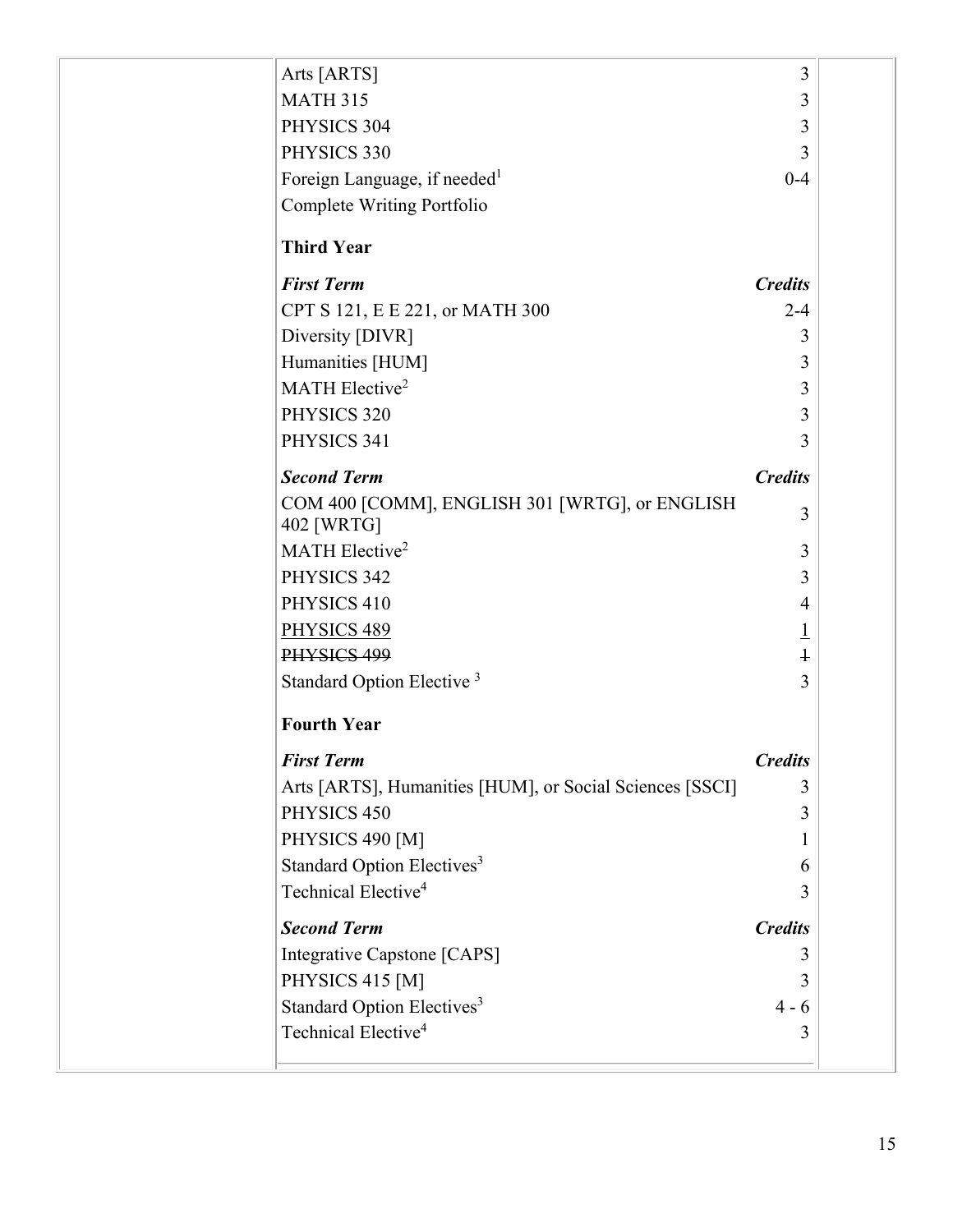| | |
|---|---|
| Arts [ARTS] | 3 |
| MATH 315 | 3 |
| PHYSICS 304 | 3 |
| PHYSICS 330 | 3 |
| Foreign Language, if needed[1] | 0-4 |
| Complete Writing Portfolio | |

**Third Year**

| ***First Term*** | ***Credits*** |
|---|---|
| CPT S 121, E E 221, or MATH 300 | 2-4 |
| Diversity [DIVR] | 3 |
| Humanities [HUM] | 3 |
| MATH Elective[2] | 3 |
| PHYSICS 320 | 3 |
| PHYSICS 341 | 3 |

| ***Second Term*** | ***Credits*** |
|---|---|
| COM 400 [COMM], ENGLISH 301 [WRTG], or ENGLISH 402 [WRTG] | 3 |
| MATH Elective[2] | 3 |
| PHYSICS 342 | 3 |
| PHYSICS 410 | 4 |
| <u>PHYSICS 489</u> | <u>1</u> |
| ~~PHYSICS 499~~ | ~~1~~ |
| Standard Option Elective [3] | 3 |

**Fourth Year**

| ***First Term*** | ***Credits*** |
|---|---|
| Arts [ARTS], Humanities [HUM], or Social Sciences [SSCI] | 3 |
| PHYSICS 450 | 3 |
| PHYSICS 490 [M] | 1 |
| Standard Option Electives[3] | 6 |
| Technical Elective[4] | 3 |

| ***Second Term*** | ***Credits*** |
|---|---|
| Integrative Capstone [CAPS] | 3 |
| PHYSICS 415 [M] | 3 |
| Standard Option Electives[3] | 4 - 6 |
| Technical Elective[4] | 3 |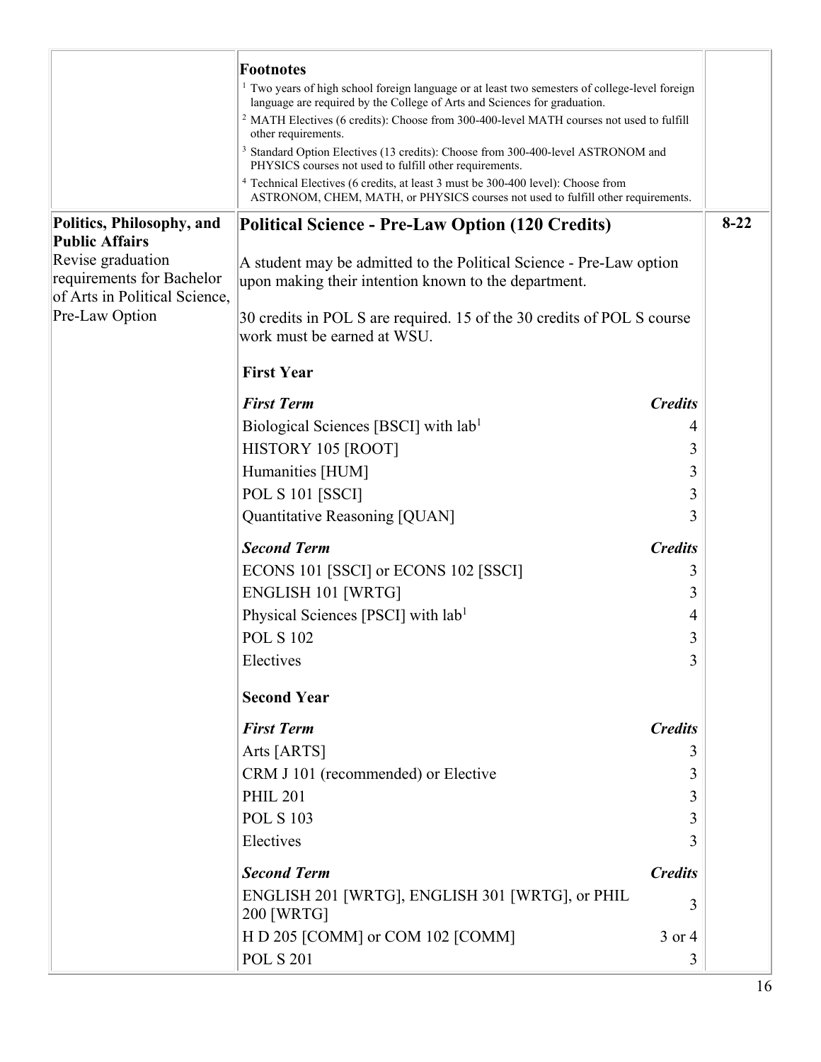| | | |
|---|---|---|
| | **Footnotes**<br>[1] Two years of high school foreign language or at least two semesters of college-level foreign language are required by the College of Arts and Sciences for graduation.<br>[2] MATH Electives (6 credits): Choose from 300-400-level MATH courses not used to fulfill other requirements.<br>[3] Standard Option Electives (13 credits): Choose from 300-400-level ASTRONOM and PHYSICS courses not used to fulfill other requirements.<br>[4] Technical Electives (6 credits, at least 3 must be 300-400 level): Choose from ASTRONOM, CHEM, MATH, or PHYSICS courses not used to fulfill other requirements. | |
| **Politics, Philosophy, and Public Affairs**<br>Revise graduation requirements for Bachelor of Arts in Political Science, Pre-Law Option | **Political Science - Pre-Law Option (120 Credits)**<br><br>A student may be admitted to the Political Science - Pre-Law option upon making their intention known to the department.<br><br>30 credits in POL S are required. 15 of the 30 credits of POL S course work must be earned at WSU. | 8-22 |

**First Year**

| ***First Term*** | ***Credits*** |
|---|---|
| Biological Sciences [BSCI] with lab[1] | 4 |
| HISTORY 105 [ROOT] | 3 |
| Humanities [HUM] | 3 |
| POL S 101 [SSCI] | 3 |
| Quantitative Reasoning [QUAN] | 3 |

| ***Second Term*** | ***Credits*** |
|---|---|
| ECONS 101 [SSCI] or ECONS 102 [SSCI] | 3 |
| ENGLISH 101 [WRTG] | 3 |
| Physical Sciences [PSCI] with lab[1] | 4 |
| POL S 102 | 3 |
| Electives | 3 |

**Second Year**

| ***First Term*** | ***Credits*** |
|---|---|
| Arts [ARTS] | 3 |
| CRM J 101 (recommended) or Elective | 3 |
| PHIL 201 | 3 |
| POL S 103 | 3 |
| Electives | 3 |

| ***Second Term*** | ***Credits*** |
|---|---|
| ENGLISH 201 [WRTG], ENGLISH 301 [WRTG], or PHIL 200 [WRTG] | 3 |
| H D 205 [COMM] or COM 102 [COMM] | 3 or 4 |
| POL S 201 | 3 |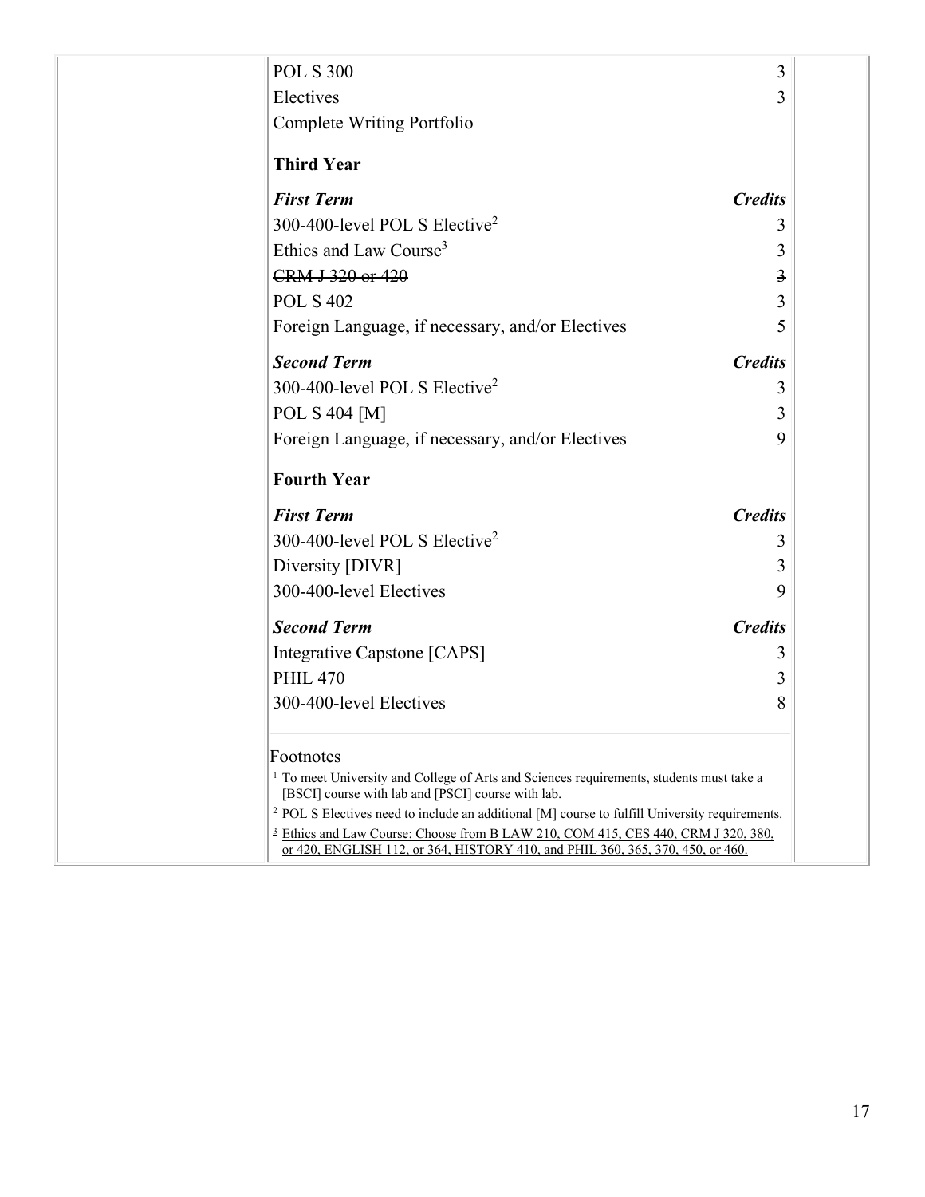| | |
|---|---|
| POL S 300 | 3 |
| Electives | 3 |
| Complete Writing Portfolio | |

**Third Year**

| ***First Term*** | ***Credits*** |
|---|---|
| 300-400-level POL S Elective[2] | 3 |
| <u>Ethics and Law Course[3]</u> | <u>3</u> |
| ~~CRM J 320 or 420~~ | ~~3~~ |
| POL S 402 | 3 |
| Foreign Language, if necessary, and/or Electives | 5 |

| ***Second Term*** | ***Credits*** |
|---|---|
| 300-400-level POL S Elective[2] | 3 |
| POL S 404 [M] | 3 |
| Foreign Language, if necessary, and/or Electives | 9 |

**Fourth Year**

| ***First Term*** | ***Credits*** |
|---|---|
| 300-400-level POL S Elective[2] | 3 |
| Diversity [DIVR] | 3 |
| 300-400-level Electives | 9 |

| ***Second Term*** | ***Credits*** |
|---|---|
| Integrative Capstone [CAPS] | 3 |
| PHIL 470 | 3 |
| 300-400-level Electives | 8 |

Footnotes

[1] To meet University and College of Arts and Sciences requirements, students must take a [BSCI] course with lab and [PSCI] course with lab.

[2] POL S Electives need to include an additional [M] course to fulfill University requirements.

<u>[3] Ethics and Law Course: Choose from B LAW 210, COM 415, CES 440, CRM J 320, 380, or 420, ENGLISH 112, or 364, HISTORY 410, and PHIL 360, 365, 370, 450, or 460.</u>